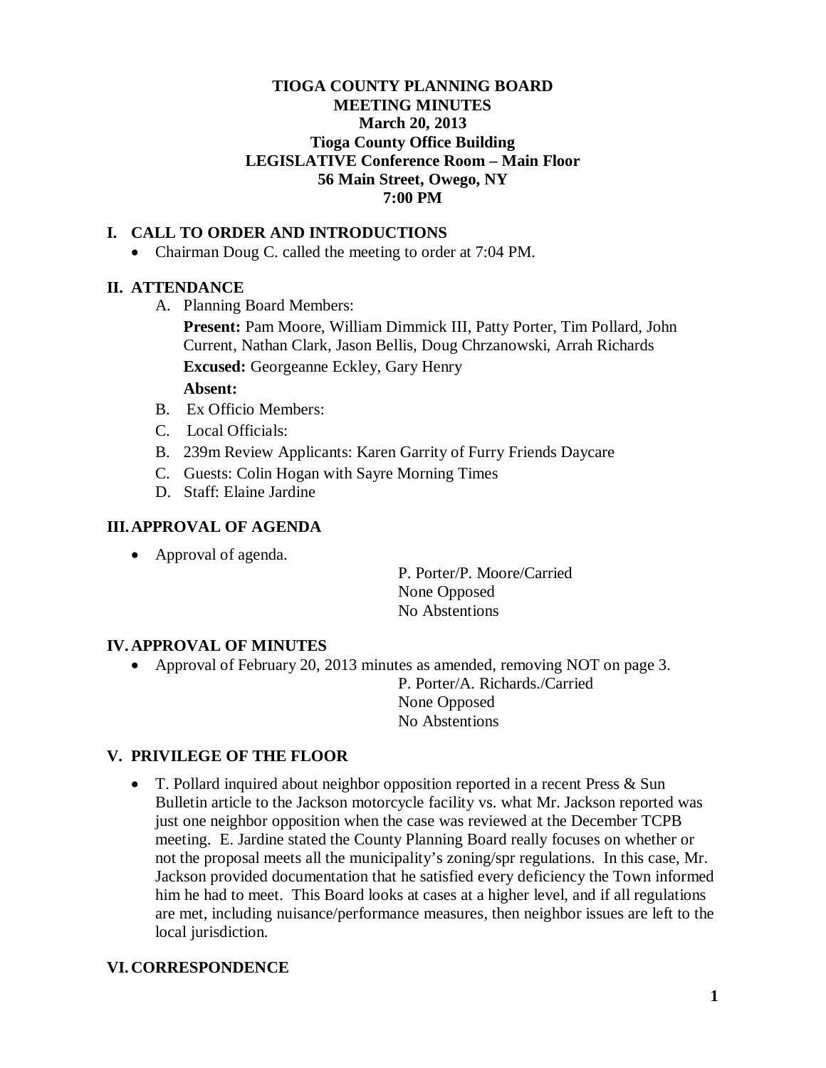**TIOGA COUNTY PLANNING BOARD**
**MEETING MINUTES**
**March 20, 2013**
**Tioga County Office Building**
**LEGISLATIVE Conference Room – Main Floor**
**56 Main Street, Owego, NY**
**7:00 PM**

## I. CALL TO ORDER AND INTRODUCTIONS

- Chairman Doug C. called the meeting to order at 7:04 PM.

## II. ATTENDANCE

A. Planning Board Members:

**Present:** Pam Moore, William Dimmick III, Patty Porter, Tim Pollard, John Current, Nathan Clark, Jason Bellis, Doug Chrzanowski, Arrah Richards

**Excused:** Georgeanne Eckley, Gary Henry

**Absent:**

B. Ex Officio Members:

C. Local Officials:

B. 239m Review Applicants: Karen Garrity of Furry Friends Daycare

C. Guests: Colin Hogan with Sayre Morning Times

D. Staff: Elaine Jardine

## III. APPROVAL OF AGENDA

- Approval of agenda.

  P. Porter/P. Moore/Carried
  None Opposed
  No Abstentions

## IV. APPROVAL OF MINUTES

- Approval of February 20, 2013 minutes as amended, removing NOT on page 3.

  P. Porter/A. Richards./Carried
  None Opposed
  No Abstentions

## V. PRIVILEGE OF THE FLOOR

- T. Pollard inquired about neighbor opposition reported in a recent Press & Sun Bulletin article to the Jackson motorcycle facility vs. what Mr. Jackson reported was just one neighbor opposition when the case was reviewed at the December TCPB meeting. E. Jardine stated the County Planning Board really focuses on whether or not the proposal meets all the municipality's zoning/spr regulations. In this case, Mr. Jackson provided documentation that he satisfied every deficiency the Town informed him he had to meet. This Board looks at cases at a higher level, and if all regulations are met, including nuisance/performance measures, then neighbor issues are left to the local jurisdiction.

## VI. CORRESPONDENCE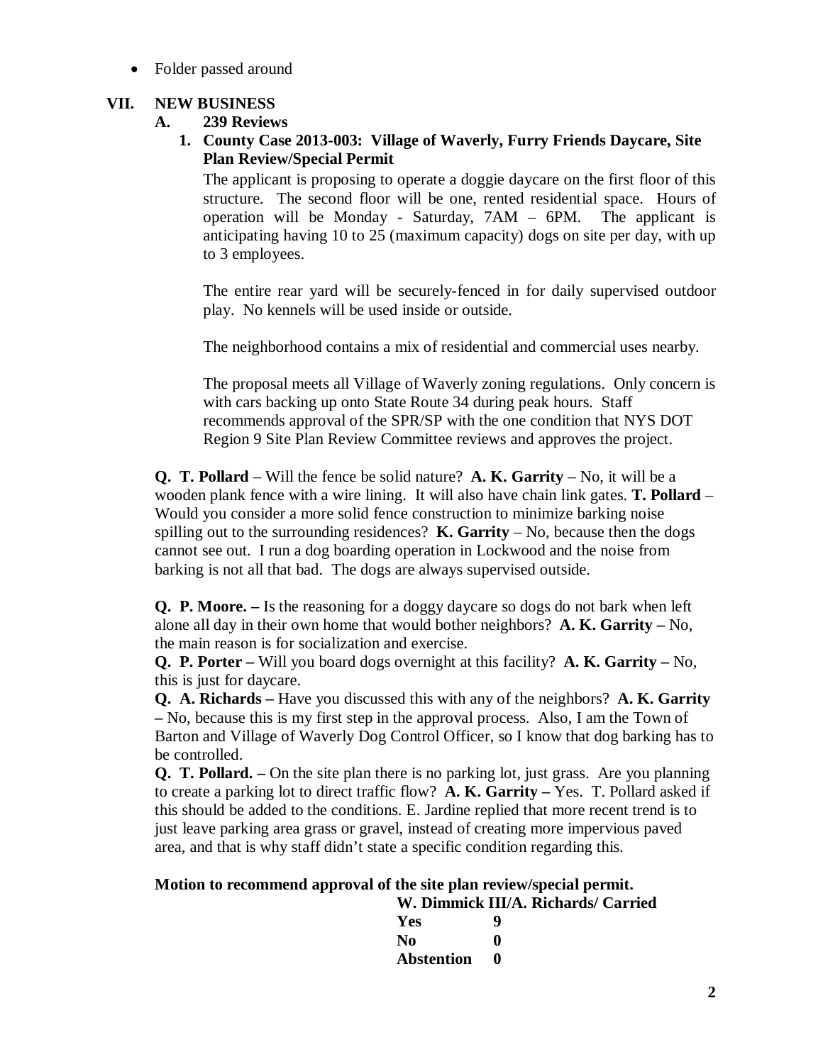- Folder passed around

## VII. NEW BUSINESS

### A. 239 Reviews

#### 1. County Case 2013-003: Village of Waverly, Furry Friends Daycare, Site Plan Review/Special Permit

The applicant is proposing to operate a doggie daycare on the first floor of this structure. The second floor will be one, rented residential space. Hours of operation will be Monday - Saturday, 7AM – 6PM. The applicant is anticipating having 10 to 25 (maximum capacity) dogs on site per day, with up to 3 employees.

The entire rear yard will be securely-fenced in for daily supervised outdoor play. No kennels will be used inside or outside.

The neighborhood contains a mix of residential and commercial uses nearby.

The proposal meets all Village of Waverly zoning regulations. Only concern is with cars backing up onto State Route 34 during peak hours. Staff recommends approval of the SPR/SP with the one condition that NYS DOT Region 9 Site Plan Review Committee reviews and approves the project.

**Q. T. Pollard** – Will the fence be solid nature? **A. K. Garrity** – No, it will be a wooden plank fence with a wire lining. It will also have chain link gates. **T. Pollard** – Would you consider a more solid fence construction to minimize barking noise spilling out to the surrounding residences? **K. Garrity** – No, because then the dogs cannot see out. I run a dog boarding operation in Lockwood and the noise from barking is not all that bad. The dogs are always supervised outside.

**Q. P. Moore. –** Is the reasoning for a doggy daycare so dogs do not bark when left alone all day in their own home that would bother neighbors? **A. K. Garrity –** No, the main reason is for socialization and exercise.

**Q. P. Porter –** Will you board dogs overnight at this facility? **A. K. Garrity –** No, this is just for daycare.

**Q. A. Richards –** Have you discussed this with any of the neighbors? **A. K. Garrity –** No, because this is my first step in the approval process. Also, I am the Town of Barton and Village of Waverly Dog Control Officer, so I know that dog barking has to be controlled.

**Q. T. Pollard. –** On the site plan there is no parking lot, just grass. Are you planning to create a parking lot to direct traffic flow? **A. K. Garrity –** Yes. T. Pollard asked if this should be added to the conditions. E. Jardine replied that more recent trend is to just leave parking area grass or gravel, instead of creating more impervious paved area, and that is why staff didn't state a specific condition regarding this.

**Motion to recommend approval of the site plan review/special permit.**

**W. Dimmick III/A. Richards/ Carried**

| | |
|---|---|
| **Yes** | **9** |
| **No** | **0** |
| **Abstention** | **0** |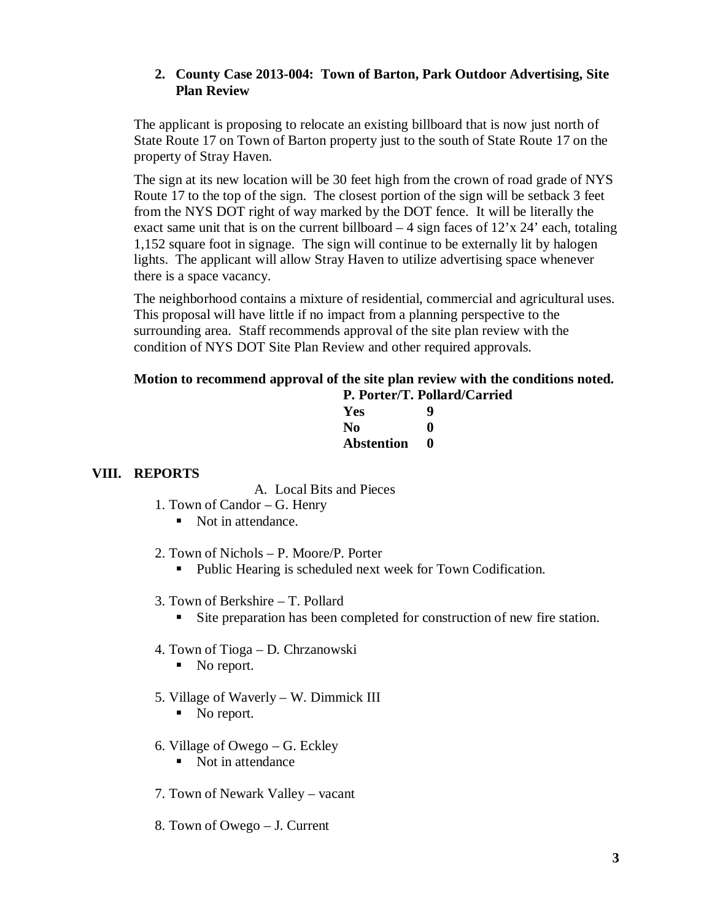### 2. County Case 2013-004: Town of Barton, Park Outdoor Advertising, Site Plan Review

The applicant is proposing to relocate an existing billboard that is now just north of State Route 17 on Town of Barton property just to the south of State Route 17 on the property of Stray Haven.

The sign at its new location will be 30 feet high from the crown of road grade of NYS Route 17 to the top of the sign. The closest portion of the sign will be setback 3 feet from the NYS DOT right of way marked by the DOT fence. It will be literally the exact same unit that is on the current billboard – 4 sign faces of 12'x 24' each, totaling 1,152 square foot in signage. The sign will continue to be externally lit by halogen lights. The applicant will allow Stray Haven to utilize advertising space whenever there is a space vacancy.

The neighborhood contains a mixture of residential, commercial and agricultural uses. This proposal will have little if no impact from a planning perspective to the surrounding area. Staff recommends approval of the site plan review with the condition of NYS DOT Site Plan Review and other required approvals.

**Motion to recommend approval of the site plan review with the conditions noted.**

**P. Porter/T. Pollard/Carried**

| | |
|---|---|
| **Yes** | **9** |
| **No** | **0** |
| **Abstention** | **0** |

## VIII. REPORTS

A. Local Bits and Pieces

1. Town of Candor – G. Henry
   - Not in attendance.

2. Town of Nichols – P. Moore/P. Porter
   - Public Hearing is scheduled next week for Town Codification.

3. Town of Berkshire – T. Pollard
   - Site preparation has been completed for construction of new fire station.

4. Town of Tioga – D. Chrzanowski
   - No report.

5. Village of Waverly – W. Dimmick III
   - No report.

6. Village of Owego – G. Eckley
   - Not in attendance

7. Town of Newark Valley – vacant

8. Town of Owego – J. Current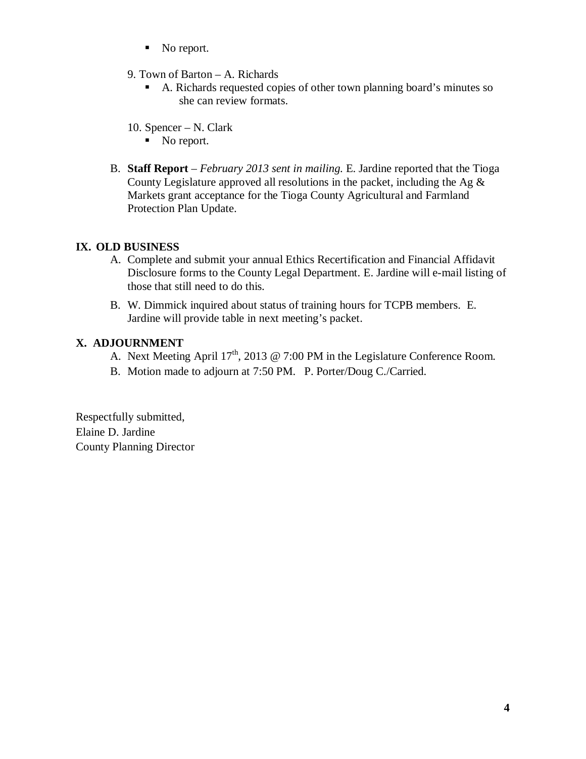- No report.

9. Town of Barton – A. Richards
   - A. Richards requested copies of other town planning board's minutes so she can review formats.

10. Spencer – N. Clark
    - No report.

B. **Staff Report** – *February 2013 sent in mailing.* E. Jardine reported that the Tioga County Legislature approved all resolutions in the packet, including the Ag & Markets grant acceptance for the Tioga County Agricultural and Farmland Protection Plan Update.

## IX. OLD BUSINESS

A. Complete and submit your annual Ethics Recertification and Financial Affidavit Disclosure forms to the County Legal Department. E. Jardine will e-mail listing of those that still need to do this.

B. W. Dimmick inquired about status of training hours for TCPB members. E. Jardine will provide table in next meeting's packet.

## X. ADJOURNMENT

A. Next Meeting April 17th, 2013 @ 7:00 PM in the Legislature Conference Room.

B. Motion made to adjourn at 7:50 PM. P. Porter/Doug C./Carried.

Respectfully submitted,
Elaine D. Jardine
County Planning Director